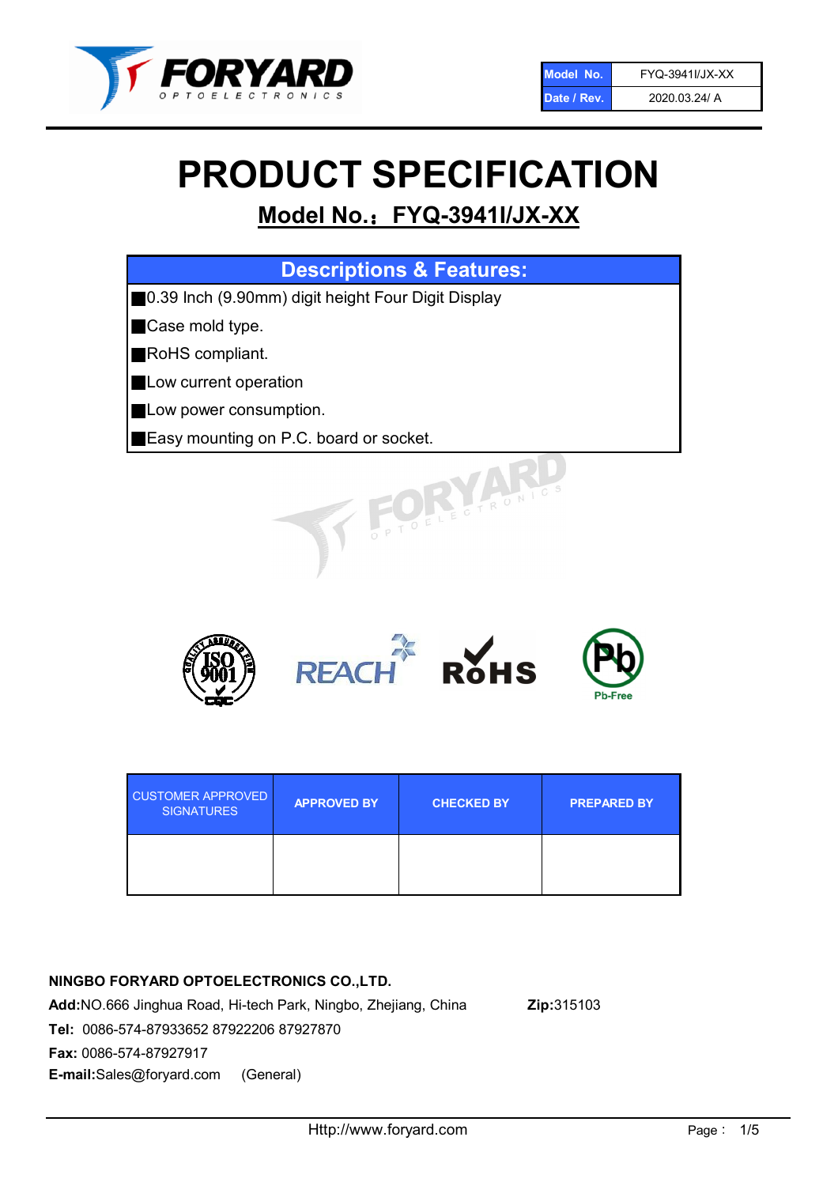| Model No. | FYQ-3941I/JX-XX |
| --- | --- |
| Date / Rev. | 2020.03.24/ A |

# PRODUCT SPECIFICATION

## Model No.：FYQ-3941I/JX-XX

| Descriptions & Features: |
| --- |
| ■0.39 Inch (9.90mm) digit height Four Digit Display |
| ■Case mold type. |
| ■RoHS compliant. |
| ■Low current operation |
| ■Low power consumption. |
| ■Easy mounting on P.C. board or socket. |

| CUSTOMER APPROVED SIGNATURES | APPROVED BY | CHECKED BY | PREPARED BY |
| --- | --- | --- | --- |
| | | | |

**NINGBO FORYARD OPTOELECTRONICS CO.,LTD.**

**Add:**NO.666 Jinghua Road, Hi-tech Park, Ningbo, Zhejiang, China **Zip:**315103

**Tel:** 0086-574-87933652 87922206 87927870

**Fax:** 0086-574-87927917

**E-mail:**Sales@foryard.com (General)

Http://www.foryard.com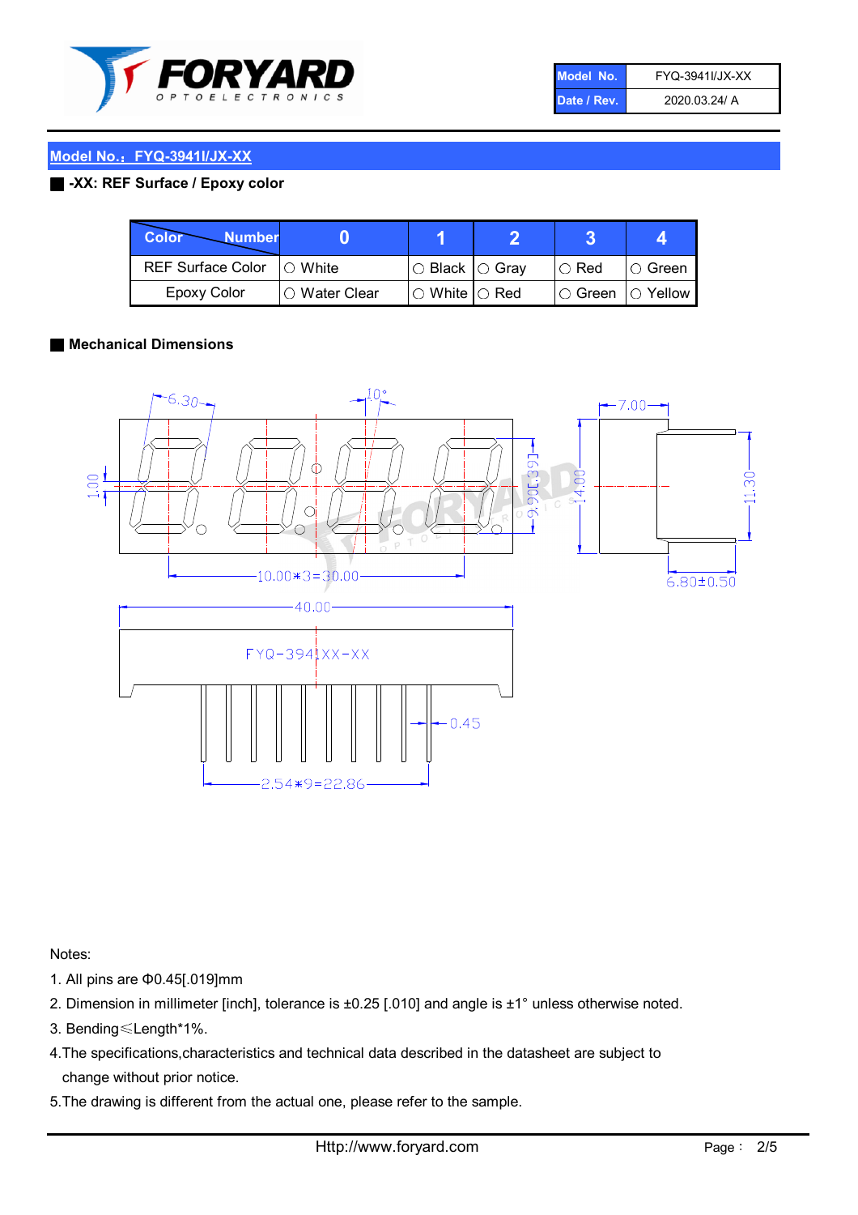| Model No. | FYQ-3941I/JX-XX |
| --- | --- |
| Date / Rev. | 2020.03.24/ A |

## Model No.：FYQ-3941I/JX-XX

### -XX: REF Surface / Epoxy color

| Color \ Number | 0 | 1 | 2 | 3 | 4 |
| --- | --- | --- | --- | --- | --- |
| REF Surface Color | ○ White | ○ Black | ○ Gray | ○ Red | ○ Green |
| Epoxy Color | ○ Water Clear | ○ White | ○ Red | ○ Green | ○ Yellow |

### Mechanical Dimensions

6.30  
10°  
7.00  
1.00  
9.90[.39]  
14.00  
11.30  
10.00*3=30.00  
6.80±0.50  
40.00  
FYQ-3941XX-XX  
0.45  
2.54*9=22.86

Notes:

1. All pins are Φ0.45[.019]mm
2. Dimension in millimeter [inch], tolerance is ±0.25 [.010] and angle is ±1° unless otherwise noted.
3. Bending≤Length*1%.
4. The specifications,characteristics and technical data described in the datasheet are subject to change without prior notice.
5. The drawing is different from the actual one, please refer to the sample.

Http://www.foryard.com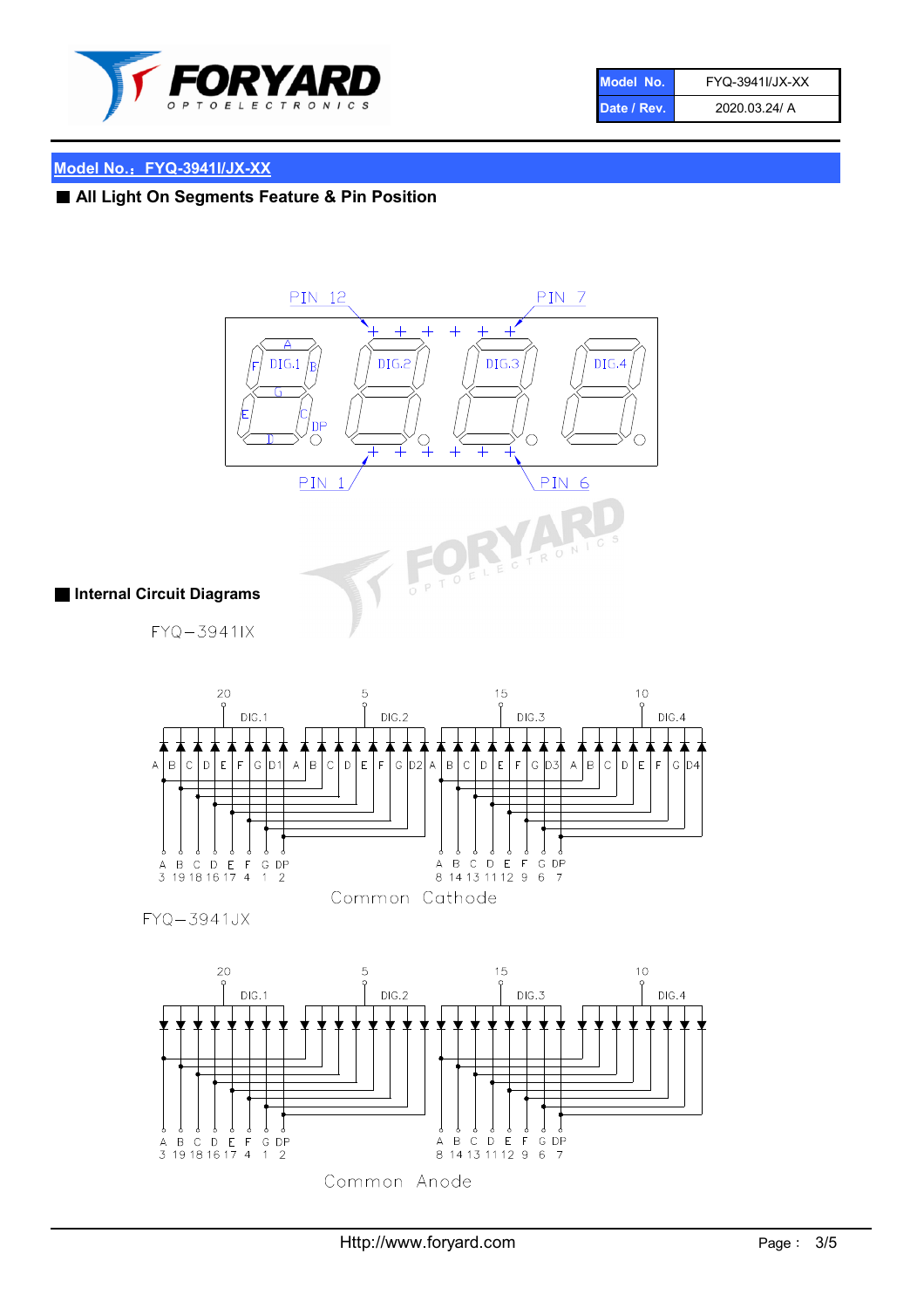| Model No. | FYQ-3941I/JX-XX |
|---|---|
| Date / Rev. | 2020.03.24/ A |

## Model No.：FYQ-3941I/JX-XX

### All Light On Segments Feature & Pin Position

PIN 12　PIN 7

DIG.1　DIG.2　DIG.3　DIG.4

PIN 1　PIN 6

### Internal Circuit Diagrams

FYQ−3941IX

| A | B | C | D | E | F | G | DP | A | B | C | D | E | F | G | DP |
|---|---|---|---|---|---|---|---|---|---|---|---|---|---|---|---|
| 3 | 19 | 18 | 16 | 17 | 4 | 1 | 2 | 8 | 14 | 13 | 11 | 12 | 9 | 6 | 7 |

DIG.1: 20, DIG.2: 5, DIG.3: 15, DIG.4: 10

Common Cathode

FYQ−3941JX

| A | B | C | D | E | F | G | DP | A | B | C | D | E | F | G | DP |
|---|---|---|---|---|---|---|---|---|---|---|---|---|---|---|---|
| 3 | 19 | 18 | 16 | 17 | 4 | 1 | 2 | 8 | 14 | 13 | 11 | 12 | 9 | 6 | 7 |

DIG.1: 20, DIG.2: 5, DIG.3: 15, DIG.4: 10

Common Anode

Http://www.foryard.com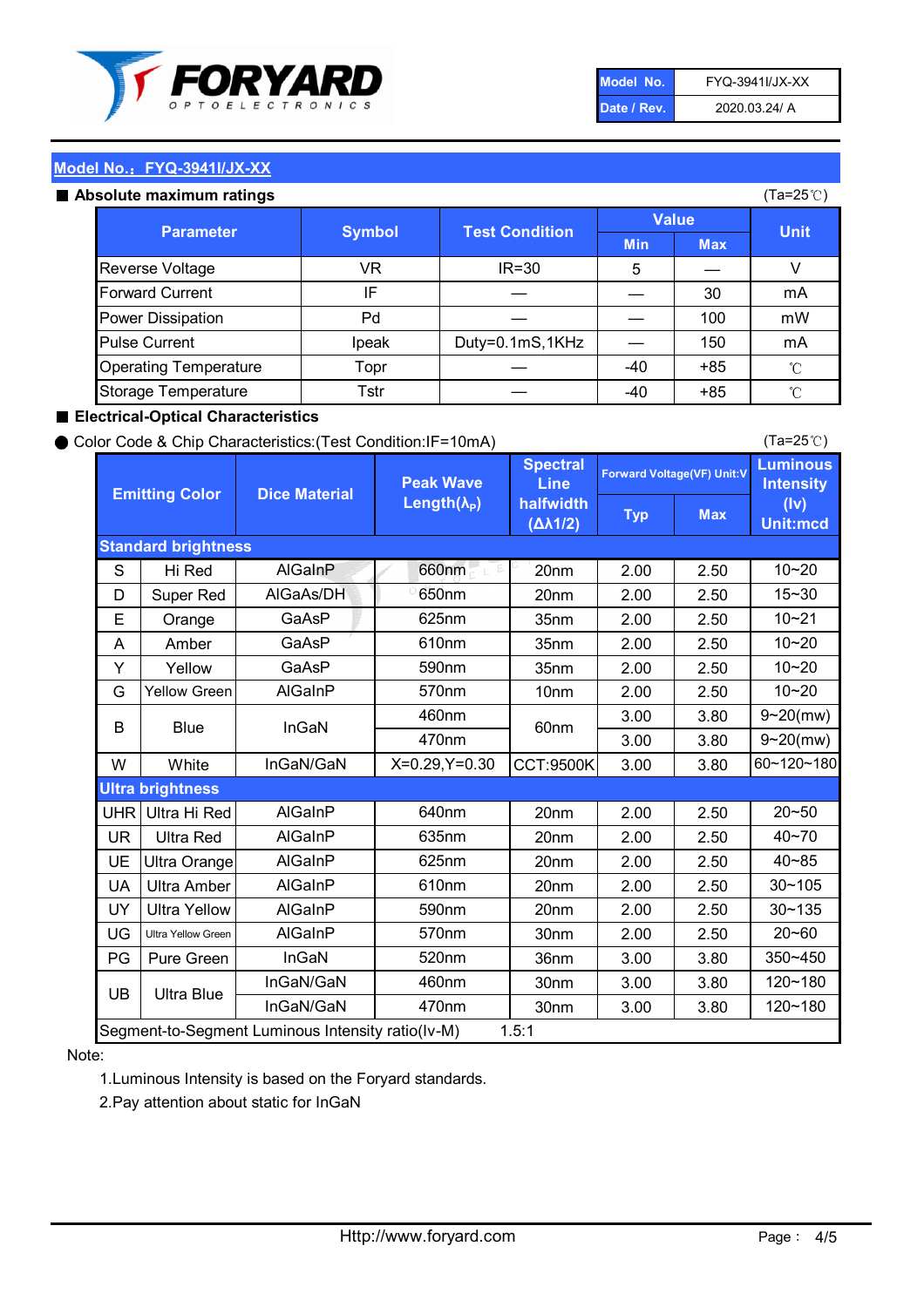| Model No. | FYQ-3941I/JX-XX |
|---|---|
| Date / Rev. | 2020.03.24/ A |

## Model No.：FYQ-3941I/JX-XX

### ■ Absolute maximum ratings

(Ta=25℃)

| Parameter | Symbol | Test Condition | Value | | Unit |
|---|---|---|---|---|---|
| | | | Min | Max | |
| Reverse Voltage | VR | IR=30 | 5 | — | V |
| Forward Current | IF | — | — | 30 | mA |
| Power Dissipation | Pd | — | — | 100 | mW |
| Pulse Current | Ipeak | Duty=0.1mS,1KHz | — | 150 | mA |
| Operating Temperature | Topr | — | -40 | +85 | ℃ |
| Storage Temperature | Tstr | — | -40 | +85 | ℃ |

### ■ Electrical-Optical Characteristics

● Color Code & Chip Characteristics:(Test Condition:IF=10mA)

(Ta=25℃)

| Emitting Color | | Dice Material | Peak Wave Length($\lambda_P$) | Spectral Line halfwidth ($\Delta\lambda 1/2$) | Forward Voltage(VF) Unit:V | | Luminous Intensity (Iv) Unit:mcd |
|---|---|---|---|---|---|---|---|
| | | | | | Typ | Max | |
| **Standard brightness** | | | | | | | |
| S | Hi Red | AlGaInP | 660nm | 20nm | 2.00 | 2.50 | 10~20 |
| D | Super Red | AlGaAs/DH | 650nm | 20nm | 2.00 | 2.50 | 15~30 |
| E | Orange | GaAsP | 625nm | 35nm | 2.00 | 2.50 | 10~21 |
| A | Amber | GaAsP | 610nm | 35nm | 2.00 | 2.50 | 10~20 |
| Y | Yellow | GaAsP | 590nm | 35nm | 2.00 | 2.50 | 10~20 |
| G | Yellow Green | AlGaInP | 570nm | 10nm | 2.00 | 2.50 | 10~20 |
| B | Blue | InGaN | 460nm | 60nm | 3.00 | 3.80 | 9~20(mw) |
| | | | 470nm | | 3.00 | 3.80 | 9~20(mw) |
| W | White | InGaN/GaN | X=0.29,Y=0.30 | CCT:9500K | 3.00 | 3.80 | 60~120~180 |
| **Ultra brightness** | | | | | | | |
| UHR | Ultra Hi Red | AlGaInP | 640nm | 20nm | 2.00 | 2.50 | 20~50 |
| UR | Ultra Red | AlGaInP | 635nm | 20nm | 2.00 | 2.50 | 40~70 |
| UE | Ultra Orange | AlGaInP | 625nm | 20nm | 2.00 | 2.50 | 40~85 |
| UA | Ultra Amber | AlGaInP | 610nm | 20nm | 2.00 | 2.50 | 30~105 |
| UY | Ultra Yellow | AlGaInP | 590nm | 20nm | 2.00 | 2.50 | 30~135 |
| UG | Ultra Yellow Green | AlGaInP | 570nm | 30nm | 2.00 | 2.50 | 20~60 |
| PG | Pure Green | InGaN | 520nm | 36nm | 3.00 | 3.80 | 350~450 |
| UB | Ultra Blue | InGaN/GaN | 460nm | 30nm | 3.00 | 3.80 | 120~180 |
| | | InGaN/GaN | 470nm | 30nm | 3.00 | 3.80 | 120~180 |
| Segment-to-Segment Luminous Intensity ratio(Iv-M) | | | 1.5:1 | | | | |

Note:

1.Luminous Intensity is based on the Foryard standards.

2.Pay attention about static for InGaN

Http://www.foryard.com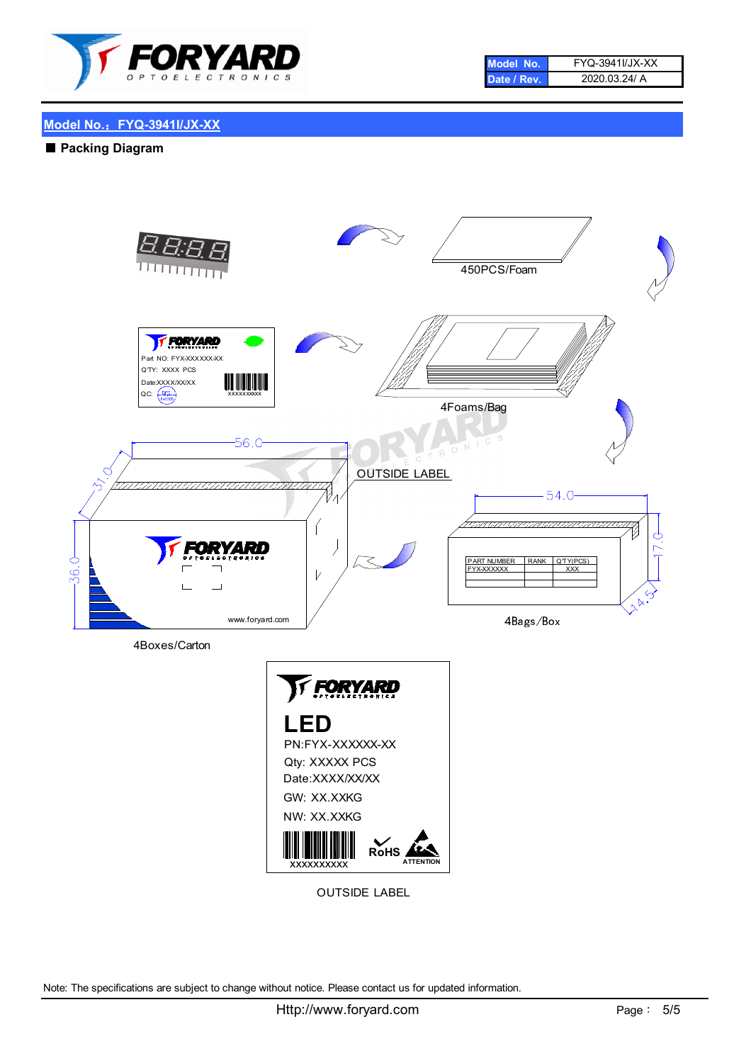| Model No. | FYQ-3941I/JX-XX |
| --- | --- |
| Date / Rev. | 2020.03.24/ A |

## Model No.：FYQ-3941I/JX-XX

### ■ Packing Diagram

450PCS/Foam

Part NO: FYX-XXXXXXX-XX
Q'TY: XXXX PCS
Date:XXXX/XX/XX
QC:

4Foams/Bag

56.0

31.0

36.0

OUTSIDE LABEL

54.0

17.0

14.5

| PART NUMBER | RANK | Q'TY(PCS) |
| --- | --- | --- |
| FYX-XXXXXX | | XXX |

www.foryard.com

4Boxes/Carton

4Bags/Box

LED
PN:FYX-XXXXXX-XX
Qty: XXXXX PCS
Date:XXXX/XX/XX
GW: XX.XXKG
NW: XX.XXKG
XXXXXXXXXX
RoHS
ATTENTION

OUTSIDE LABEL

Note: The specifications are subject to change without notice. Please contact us for updated information.

Http://www.foryard.com